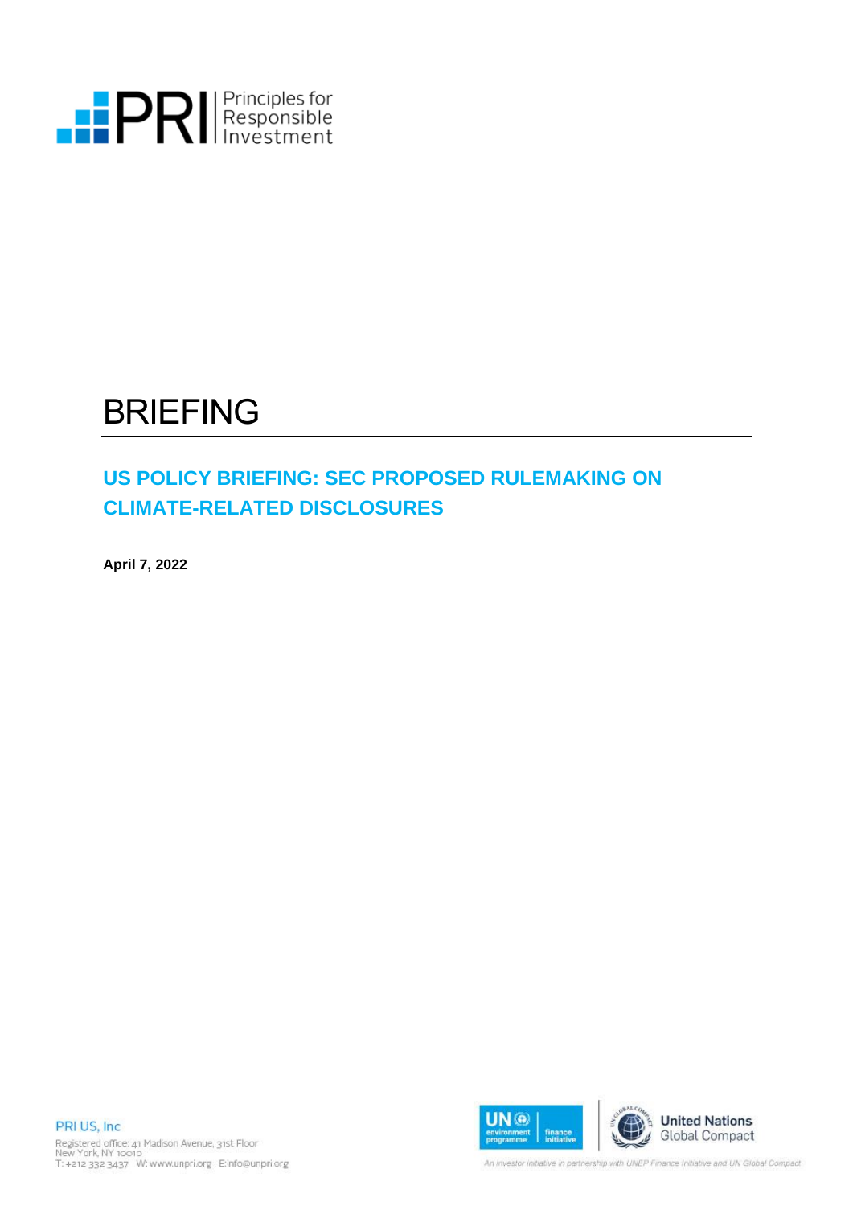Principles for Responsible Investment

# BRIEFING

## US POLICY BRIEFING: SEC PROPOSED RULEMAKING ON CLIMATE-RELATED DISCLOSURES

**April 7, 2022**

PRI US, Inc

Registered office: 41 Madison Avenue, 31st Floor
New York, NY 10010
T: +212 332 3437 W: www.unpri.org E: info@unpri.org

An investor initiative in partnership with UNEP Finance Initiative and UN Global Compact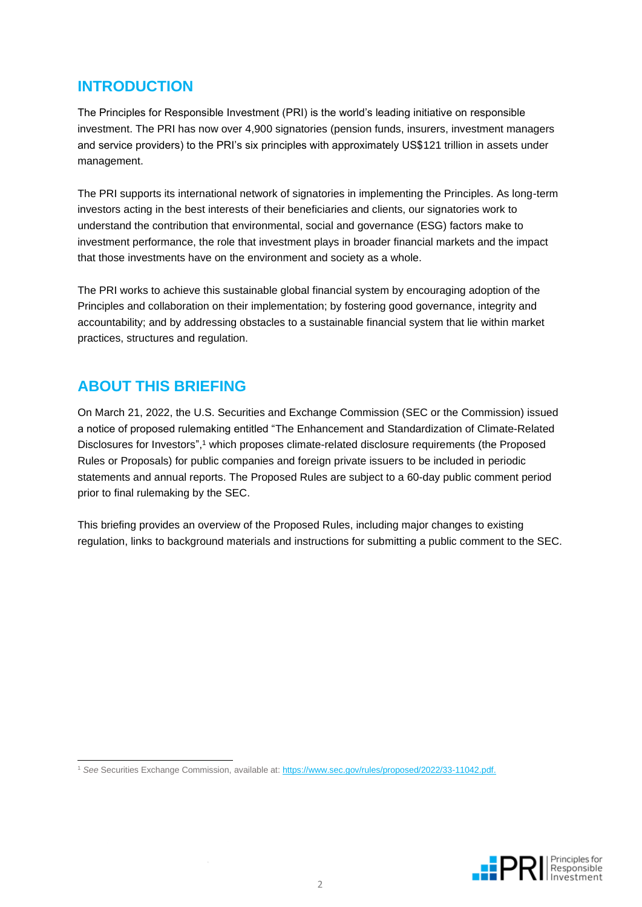## INTRODUCTION

The Principles for Responsible Investment (PRI) is the world's leading initiative on responsible investment. The PRI has now over 4,900 signatories (pension funds, insurers, investment managers and service providers) to the PRI's six principles with approximately US$121 trillion in assets under management.

The PRI supports its international network of signatories in implementing the Principles. As long-term investors acting in the best interests of their beneficiaries and clients, our signatories work to understand the contribution that environmental, social and governance (ESG) factors make to investment performance, the role that investment plays in broader financial markets and the impact that those investments have on the environment and society as a whole.

The PRI works to achieve this sustainable global financial system by encouraging adoption of the Principles and collaboration on their implementation; by fostering good governance, integrity and accountability; and by addressing obstacles to a sustainable financial system that lie within market practices, structures and regulation.

## ABOUT THIS BRIEFING

On March 21, 2022, the U.S. Securities and Exchange Commission (SEC or the Commission) issued a notice of proposed rulemaking entitled "The Enhancement and Standardization of Climate-Related Disclosures for Investors",[1] which proposes climate-related disclosure requirements (the Proposed Rules or Proposals) for public companies and foreign private issuers to be included in periodic statements and annual reports. The Proposed Rules are subject to a 60-day public comment period prior to final rulemaking by the SEC.

This briefing provides an overview of the Proposed Rules, including major changes to existing regulation, links to background materials and instructions for submitting a public comment to the SEC.

[1] *See* Securities Exchange Commission, available at: https://www.sec.gov/rules/proposed/2022/33-11042.pdf.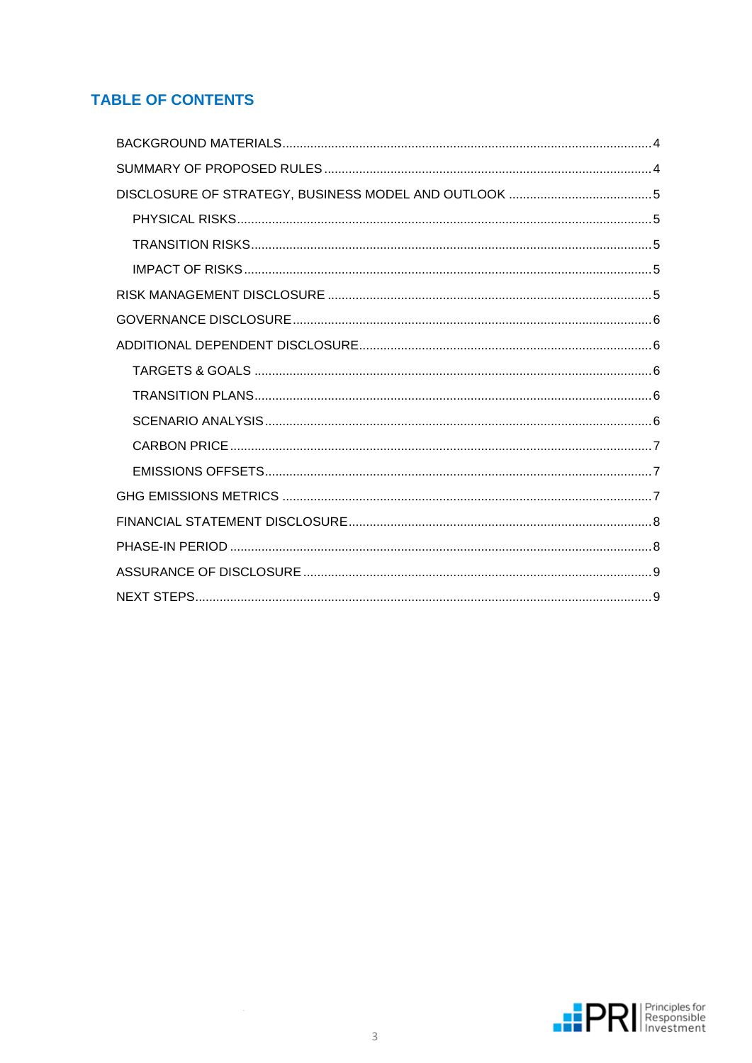## TABLE OF CONTENTS

- BACKGROUND MATERIALS ..... 4
- SUMMARY OF PROPOSED RULES ..... 4
- DISCLOSURE OF STRATEGY, BUSINESS MODEL AND OUTLOOK ..... 5
  - PHYSICAL RISKS ..... 5
  - TRANSITION RISKS ..... 5
  - IMPACT OF RISKS ..... 5
- RISK MANAGEMENT DISCLOSURE ..... 5
- GOVERNANCE DISCLOSURE ..... 6
- ADDITIONAL DEPENDENT DISCLOSURE ..... 6
  - TARGETS & GOALS ..... 6
  - TRANSITION PLANS ..... 6
  - SCENARIO ANALYSIS ..... 6
  - CARBON PRICE ..... 7
  - EMISSIONS OFFSETS ..... 7
- GHG EMISSIONS METRICS ..... 7
- FINANCIAL STATEMENT DISCLOSURE ..... 8
- PHASE-IN PERIOD ..... 8
- ASSURANCE OF DISCLOSURE ..... 9
- NEXT STEPS ..... 9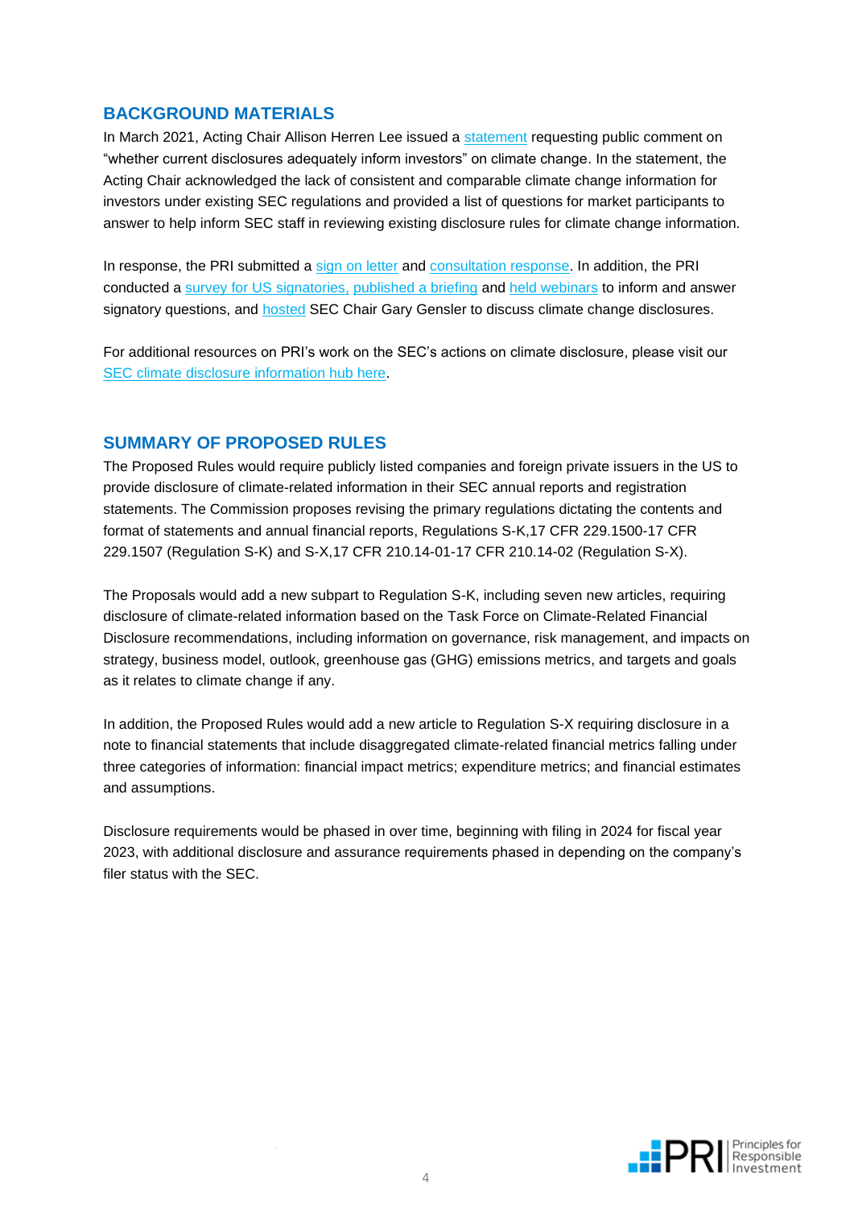## BACKGROUND MATERIALS

In March 2021, Acting Chair Allison Herren Lee issued a statement requesting public comment on "whether current disclosures adequately inform investors" on climate change. In the statement, the Acting Chair acknowledged the lack of consistent and comparable climate change information for investors under existing SEC regulations and provided a list of questions for market participants to answer to help inform SEC staff in reviewing existing disclosure rules for climate change information.

In response, the PRI submitted a sign on letter and consultation response. In addition, the PRI conducted a survey for US signatories, published a briefing and held webinars to inform and answer signatory questions, and hosted SEC Chair Gary Gensler to discuss climate change disclosures.

For additional resources on PRI's work on the SEC's actions on climate disclosure, please visit our SEC climate disclosure information hub here.

## SUMMARY OF PROPOSED RULES

The Proposed Rules would require publicly listed companies and foreign private issuers in the US to provide disclosure of climate-related information in their SEC annual reports and registration statements. The Commission proposes revising the primary regulations dictating the contents and format of statements and annual financial reports, Regulations S-K,17 CFR 229.1500-17 CFR 229.1507 (Regulation S-K) and S-X,17 CFR 210.14-01-17 CFR 210.14-02 (Regulation S-X).

The Proposals would add a new subpart to Regulation S-K, including seven new articles, requiring disclosure of climate-related information based on the Task Force on Climate-Related Financial Disclosure recommendations, including information on governance, risk management, and impacts on strategy, business model, outlook, greenhouse gas (GHG) emissions metrics, and targets and goals as it relates to climate change if any.

In addition, the Proposed Rules would add a new article to Regulation S-X requiring disclosure in a note to financial statements that include disaggregated climate-related financial metrics falling under three categories of information: financial impact metrics; expenditure metrics; and financial estimates and assumptions.

Disclosure requirements would be phased in over time, beginning with filing in 2024 for fiscal year 2023, with additional disclosure and assurance requirements phased in depending on the company's filer status with the SEC.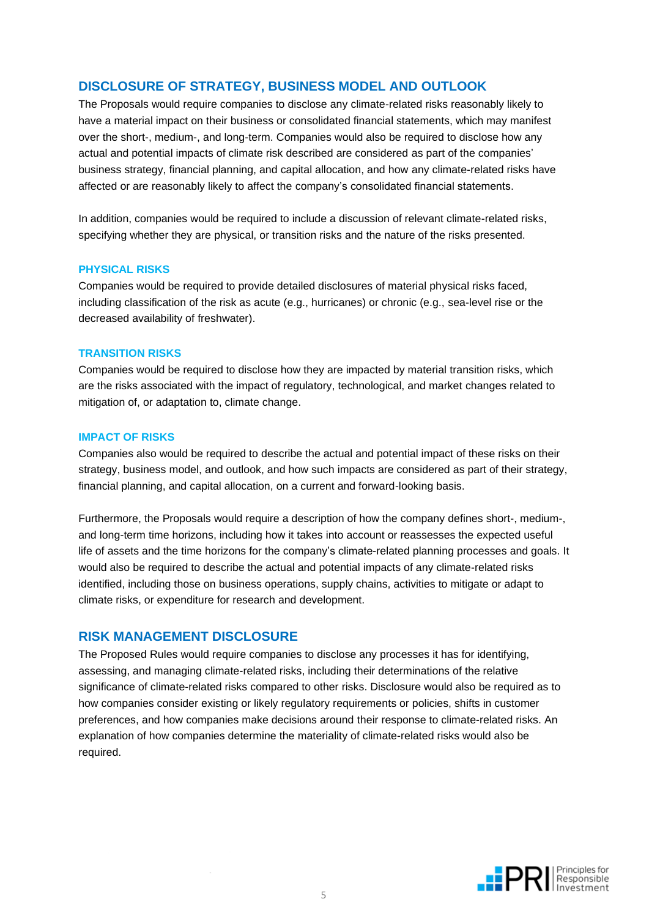## DISCLOSURE OF STRATEGY, BUSINESS MODEL AND OUTLOOK

The Proposals would require companies to disclose any climate-related risks reasonably likely to have a material impact on their business or consolidated financial statements, which may manifest over the short-, medium-, and long-term. Companies would also be required to disclose how any actual and potential impacts of climate risk described are considered as part of the companies' business strategy, financial planning, and capital allocation, and how any climate-related risks have affected or are reasonably likely to affect the company's consolidated financial statements.

In addition, companies would be required to include a discussion of relevant climate-related risks, specifying whether they are physical, or transition risks and the nature of the risks presented.

### PHYSICAL RISKS

Companies would be required to provide detailed disclosures of material physical risks faced, including classification of the risk as acute (e.g., hurricanes) or chronic (e.g., sea-level rise or the decreased availability of freshwater).

### TRANSITION RISKS

Companies would be required to disclose how they are impacted by material transition risks, which are the risks associated with the impact of regulatory, technological, and market changes related to mitigation of, or adaptation to, climate change.

### IMPACT OF RISKS

Companies also would be required to describe the actual and potential impact of these risks on their strategy, business model, and outlook, and how such impacts are considered as part of their strategy, financial planning, and capital allocation, on a current and forward-looking basis.

Furthermore, the Proposals would require a description of how the company defines short-, medium-, and long-term time horizons, including how it takes into account or reassesses the expected useful life of assets and the time horizons for the company's climate-related planning processes and goals. It would also be required to describe the actual and potential impacts of any climate-related risks identified, including those on business operations, supply chains, activities to mitigate or adapt to climate risks, or expenditure for research and development.

## RISK MANAGEMENT DISCLOSURE

The Proposed Rules would require companies to disclose any processes it has for identifying, assessing, and managing climate-related risks, including their determinations of the relative significance of climate-related risks compared to other risks. Disclosure would also be required as to how companies consider existing or likely regulatory requirements or policies, shifts in customer preferences, and how companies make decisions around their response to climate-related risks. An explanation of how companies determine the materiality of climate-related risks would also be required.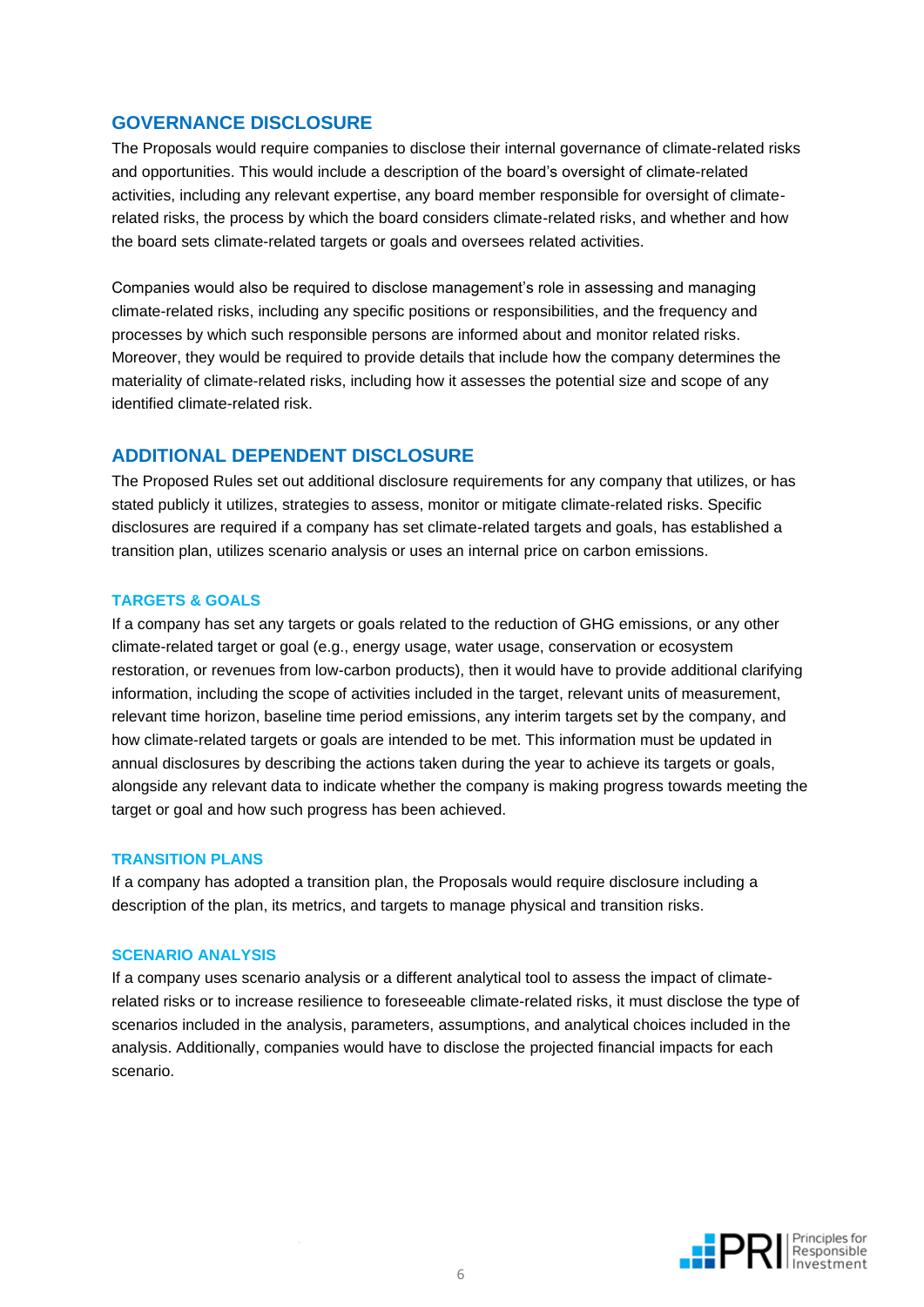## GOVERNANCE DISCLOSURE

The Proposals would require companies to disclose their internal governance of climate-related risks and opportunities. This would include a description of the board's oversight of climate-related activities, including any relevant expertise, any board member responsible for oversight of climate-related risks, the process by which the board considers climate-related risks, and whether and how the board sets climate-related targets or goals and oversees related activities.

Companies would also be required to disclose management's role in assessing and managing climate-related risks, including any specific positions or responsibilities, and the frequency and processes by which such responsible persons are informed about and monitor related risks. Moreover, they would be required to provide details that include how the company determines the materiality of climate-related risks, including how it assesses the potential size and scope of any identified climate-related risk.

## ADDITIONAL DEPENDENT DISCLOSURE

The Proposed Rules set out additional disclosure requirements for any company that utilizes, or has stated publicly it utilizes, strategies to assess, monitor or mitigate climate-related risks. Specific disclosures are required if a company has set climate-related targets and goals, has established a transition plan, utilizes scenario analysis or uses an internal price on carbon emissions.

### TARGETS & GOALS

If a company has set any targets or goals related to the reduction of GHG emissions, or any other climate-related target or goal (e.g., energy usage, water usage, conservation or ecosystem restoration, or revenues from low-carbon products), then it would have to provide additional clarifying information, including the scope of activities included in the target, relevant units of measurement, relevant time horizon, baseline time period emissions, any interim targets set by the company, and how climate-related targets or goals are intended to be met. This information must be updated in annual disclosures by describing the actions taken during the year to achieve its targets or goals, alongside any relevant data to indicate whether the company is making progress towards meeting the target or goal and how such progress has been achieved.

### TRANSITION PLANS

If a company has adopted a transition plan, the Proposals would require disclosure including a description of the plan, its metrics, and targets to manage physical and transition risks.

### SCENARIO ANALYSIS

If a company uses scenario analysis or a different analytical tool to assess the impact of climate-related risks or to increase resilience to foreseeable climate-related risks, it must disclose the type of scenarios included in the analysis, parameters, assumptions, and analytical choices included in the analysis. Additionally, companies would have to disclose the projected financial impacts for each scenario.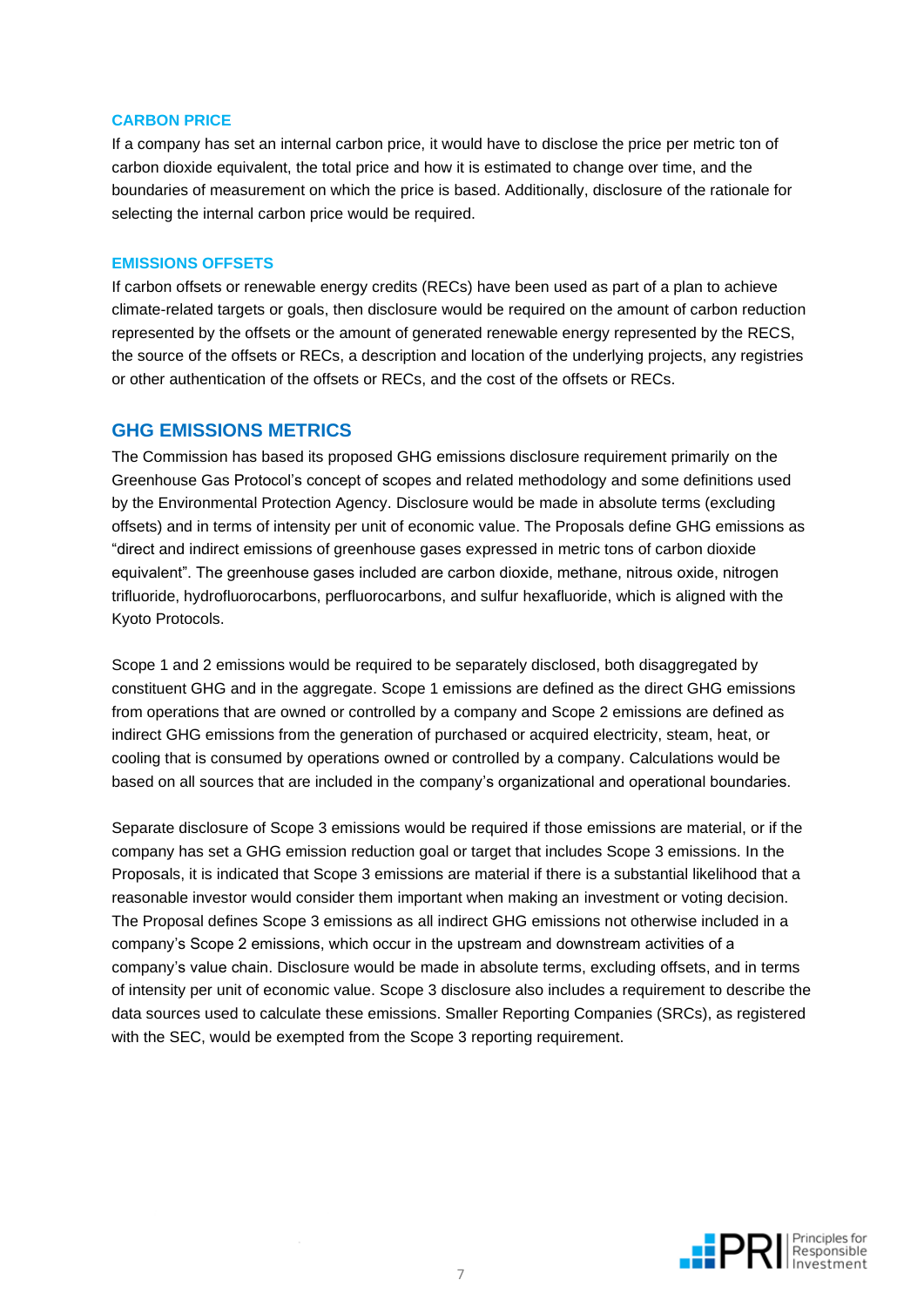### CARBON PRICE

If a company has set an internal carbon price, it would have to disclose the price per metric ton of carbon dioxide equivalent, the total price and how it is estimated to change over time, and the boundaries of measurement on which the price is based. Additionally, disclosure of the rationale for selecting the internal carbon price would be required.

### EMISSIONS OFFSETS

If carbon offsets or renewable energy credits (RECs) have been used as part of a plan to achieve climate-related targets or goals, then disclosure would be required on the amount of carbon reduction represented by the offsets or the amount of generated renewable energy represented by the RECS, the source of the offsets or RECs, a description and location of the underlying projects, any registries or other authentication of the offsets or RECs, and the cost of the offsets or RECs.

## GHG EMISSIONS METRICS

The Commission has based its proposed GHG emissions disclosure requirement primarily on the Greenhouse Gas Protocol's concept of scopes and related methodology and some definitions used by the Environmental Protection Agency. Disclosure would be made in absolute terms (excluding offsets) and in terms of intensity per unit of economic value. The Proposals define GHG emissions as "direct and indirect emissions of greenhouse gases expressed in metric tons of carbon dioxide equivalent". The greenhouse gases included are carbon dioxide, methane, nitrous oxide, nitrogen trifluoride, hydrofluorocarbons, perfluorocarbons, and sulfur hexafluoride, which is aligned with the Kyoto Protocols.

Scope 1 and 2 emissions would be required to be separately disclosed, both disaggregated by constituent GHG and in the aggregate. Scope 1 emissions are defined as the direct GHG emissions from operations that are owned or controlled by a company and Scope 2 emissions are defined as indirect GHG emissions from the generation of purchased or acquired electricity, steam, heat, or cooling that is consumed by operations owned or controlled by a company. Calculations would be based on all sources that are included in the company's organizational and operational boundaries.

Separate disclosure of Scope 3 emissions would be required if those emissions are material, or if the company has set a GHG emission reduction goal or target that includes Scope 3 emissions. In the Proposals, it is indicated that Scope 3 emissions are material if there is a substantial likelihood that a reasonable investor would consider them important when making an investment or voting decision. The Proposal defines Scope 3 emissions as all indirect GHG emissions not otherwise included in a company's Scope 2 emissions, which occur in the upstream and downstream activities of a company's value chain. Disclosure would be made in absolute terms, excluding offsets, and in terms of intensity per unit of economic value. Scope 3 disclosure also includes a requirement to describe the data sources used to calculate these emissions. Smaller Reporting Companies (SRCs), as registered with the SEC, would be exempted from the Scope 3 reporting requirement.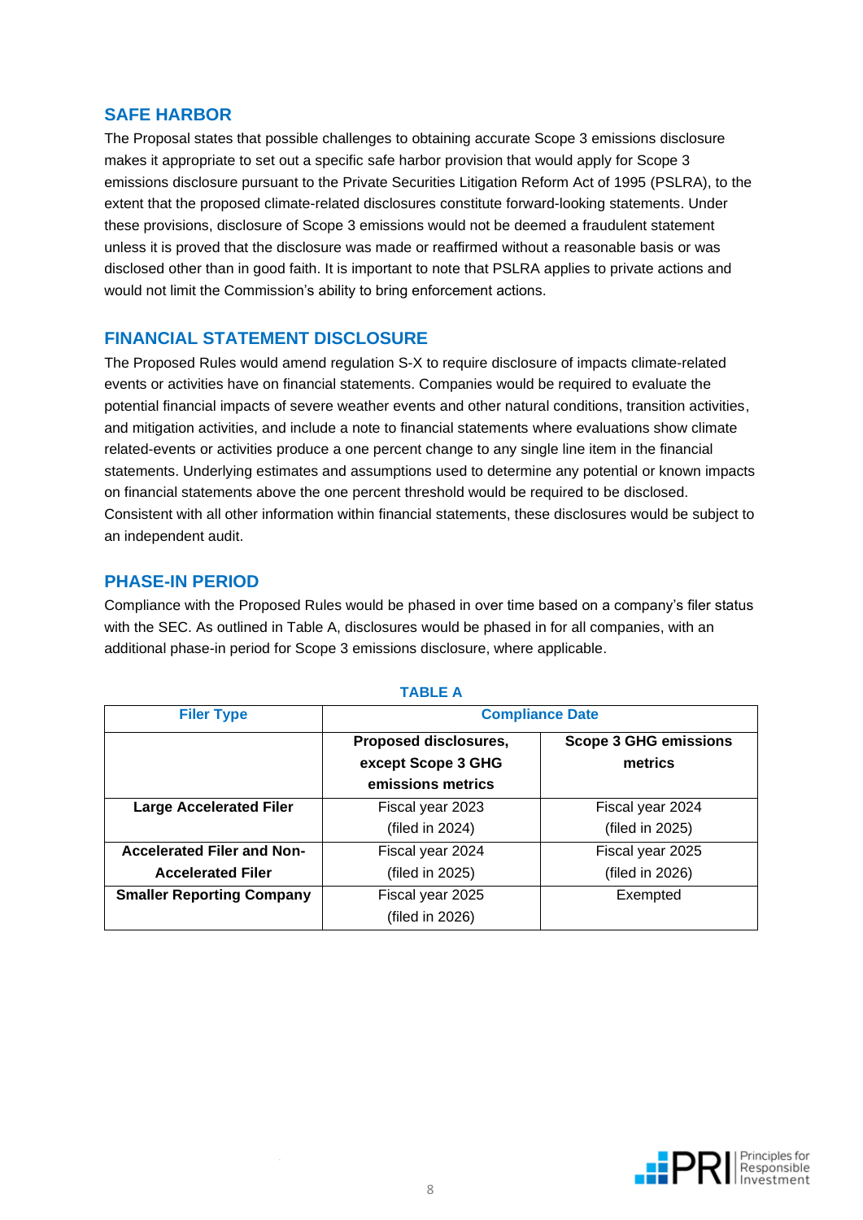## SAFE HARBOR

The Proposal states that possible challenges to obtaining accurate Scope 3 emissions disclosure makes it appropriate to set out a specific safe harbor provision that would apply for Scope 3 emissions disclosure pursuant to the Private Securities Litigation Reform Act of 1995 (PSLRA), to the extent that the proposed climate-related disclosures constitute forward-looking statements. Under these provisions, disclosure of Scope 3 emissions would not be deemed a fraudulent statement unless it is proved that the disclosure was made or reaffirmed without a reasonable basis or was disclosed other than in good faith. It is important to note that PSLRA applies to private actions and would not limit the Commission's ability to bring enforcement actions.

## FINANCIAL STATEMENT DISCLOSURE

The Proposed Rules would amend regulation S-X to require disclosure of impacts climate-related events or activities have on financial statements. Companies would be required to evaluate the potential financial impacts of severe weather events and other natural conditions, transition activities, and mitigation activities, and include a note to financial statements where evaluations show climate related-events or activities produce a one percent change to any single line item in the financial statements. Underlying estimates and assumptions used to determine any potential or known impacts on financial statements above the one percent threshold would be required to be disclosed. Consistent with all other information within financial statements, these disclosures would be subject to an independent audit.

## PHASE-IN PERIOD

Compliance with the Proposed Rules would be phased in over time based on a company's filer status with the SEC. As outlined in Table A, disclosures would be phased in for all companies, with an additional phase-in period for Scope 3 emissions disclosure, where applicable.

**TABLE A**

| Filer Type | Compliance Date | |
|---|---|---|
| | **Proposed disclosures, except Scope 3 GHG emissions metrics** | **Scope 3 GHG emissions metrics** |
| **Large Accelerated Filer** | Fiscal year 2023 (filed in 2024) | Fiscal year 2024 (filed in 2025) |
| **Accelerated Filer and Non-Accelerated Filer** | Fiscal year 2024 (filed in 2025) | Fiscal year 2025 (filed in 2026) |
| **Smaller Reporting Company** | Fiscal year 2025 (filed in 2026) | Exempted |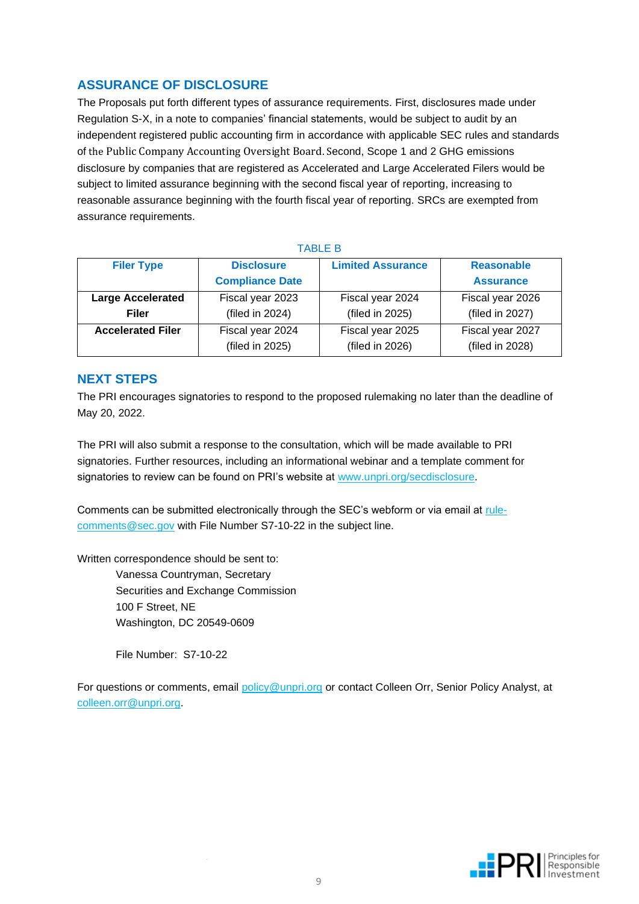## ASSURANCE OF DISCLOSURE

The Proposals put forth different types of assurance requirements. First, disclosures made under Regulation S-X, in a note to companies' financial statements, would be subject to audit by an independent registered public accounting firm in accordance with applicable SEC rules and standards of the Public Company Accounting Oversight Board. Second, Scope 1 and 2 GHG emissions disclosure by companies that are registered as Accelerated and Large Accelerated Filers would be subject to limited assurance beginning with the second fiscal year of reporting, increasing to reasonable assurance beginning with the fourth fiscal year of reporting. SRCs are exempted from assurance requirements.

TABLE B

| Filer Type | Disclosure Compliance Date | Limited Assurance | Reasonable Assurance |
|---|---|---|---|
| **Large Accelerated Filer** | Fiscal year 2023 (filed in 2024) | Fiscal year 2024 (filed in 2025) | Fiscal year 2026 (filed in 2027) |
| **Accelerated Filer** | Fiscal year 2024 (filed in 2025) | Fiscal year 2025 (filed in 2026) | Fiscal year 2027 (filed in 2028) |

## NEXT STEPS

The PRI encourages signatories to respond to the proposed rulemaking no later than the deadline of May 20, 2022.

The PRI will also submit a response to the consultation, which will be made available to PRI signatories. Further resources, including an informational webinar and a template comment for signatories to review can be found on PRI's website at www.unpri.org/secdisclosure.

Comments can be submitted electronically through the SEC's webform or via email at rule-comments@sec.gov with File Number S7-10-22 in the subject line.

Written correspondence should be sent to:

Vanessa Countryman, Secretary
Securities and Exchange Commission
100 F Street, NE
Washington, DC 20549-0609

File Number: S7-10-22

For questions or comments, email policy@unpri.org or contact Colleen Orr, Senior Policy Analyst, at colleen.orr@unpri.org.